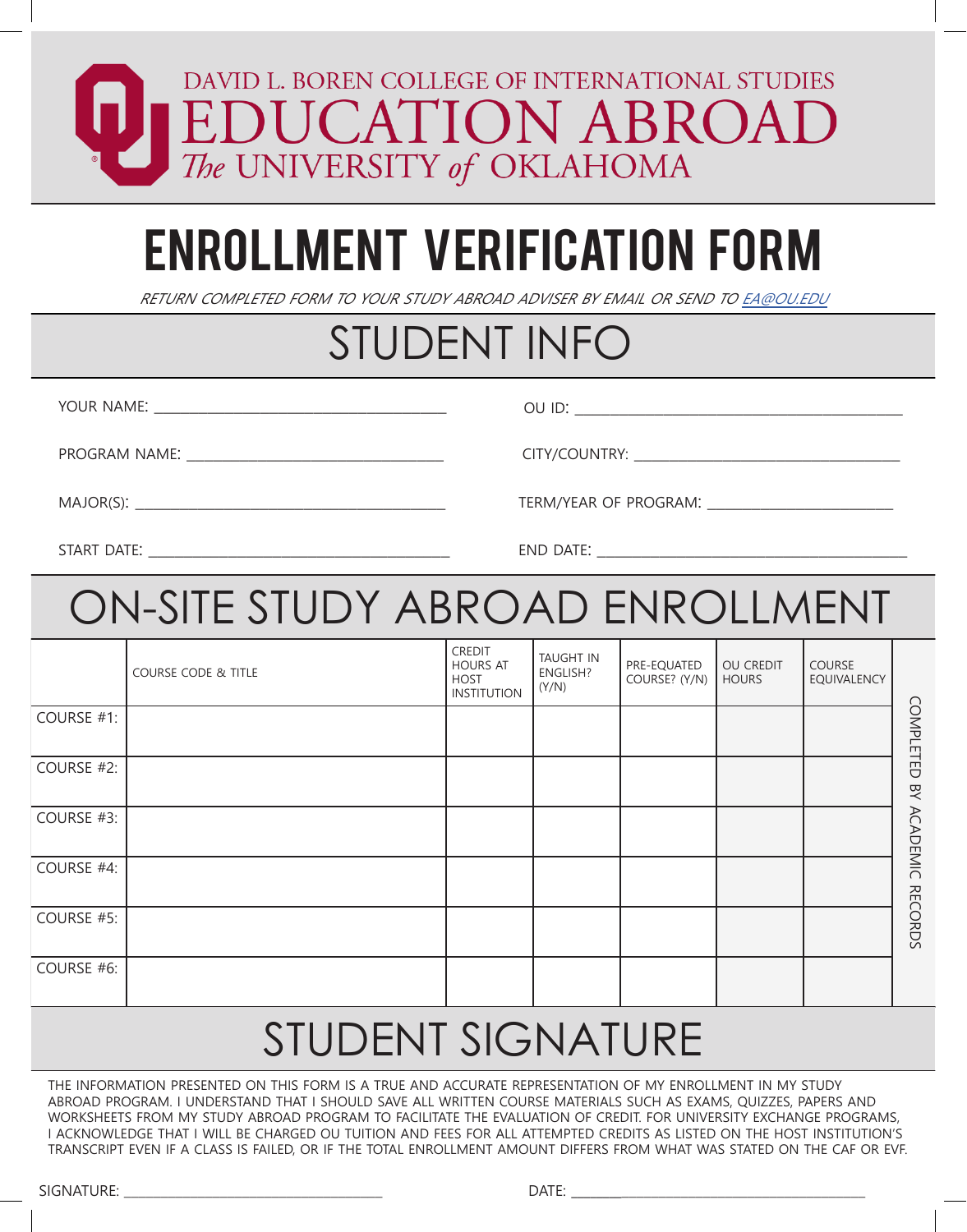DAVID L. BOREN COLLEGE OF INTERNATIONAL STUDIES
EDUCATION ABROAD
*The* UNIVERSITY *of* OKLAHOMA

# ENROLLMENT VERIFICATION FORM

*RETURN COMPLETED FORM TO YOUR STUDY ABROAD ADVISER BY EMAIL OR SEND TO EA@OU.EDU*

## STUDENT INFO

YOUR NAME: ______________________________ OU ID: ______________________________

PROGRAM NAME: ______________________________ CITY/COUNTRY: ______________________________

MAJOR(S): ______________________________ TERM/YEAR OF PROGRAM: ______________________________

START DATE: ______________________________ END DATE: ______________________________

## ON-SITE STUDY ABROAD ENROLLMENT

| | COURSE CODE & TITLE | CREDIT HOURS AT HOST INSTITUTION | TAUGHT IN ENGLISH? (Y/N) | PRE-EQUATED COURSE? (Y/N) | OU CREDIT HOURS | COURSE EQUIVALENCY |
|---|---|---|---|---|---|---|
| COURSE #1: | | | | | | |
| COURSE #2: | | | | | | |
| COURSE #3: | | | | | | |
| COURSE #4: | | | | | | |
| COURSE #5: | | | | | | |
| COURSE #6: | | | | | | |

COMPLETED BY ACADEMIC RECORDS

## STUDENT SIGNATURE

THE INFORMATION PRESENTED ON THIS FORM IS A TRUE AND ACCURATE REPRESENTATION OF MY ENROLLMENT IN MY STUDY ABROAD PROGRAM. I UNDERSTAND THAT I SHOULD SAVE ALL WRITTEN COURSE MATERIALS SUCH AS EXAMS, QUIZZES, PAPERS AND WORKSHEETS FROM MY STUDY ABROAD PROGRAM TO FACILITATE THE EVALUATION OF CREDIT. FOR UNIVERSITY EXCHANGE PROGRAMS, I ACKNOWLEDGE THAT I WILL BE CHARGED OU TUITION AND FEES FOR ALL ATTEMPTED CREDITS AS LISTED ON THE HOST INSTITUTION'S TRANSCRIPT EVEN IF A CLASS IS FAILED, OR IF THE TOTAL ENROLLMENT AMOUNT DIFFERS FROM WHAT WAS STATED ON THE CAF OR EVF.

SIGNATURE: ______________________________ DATE: ______________________________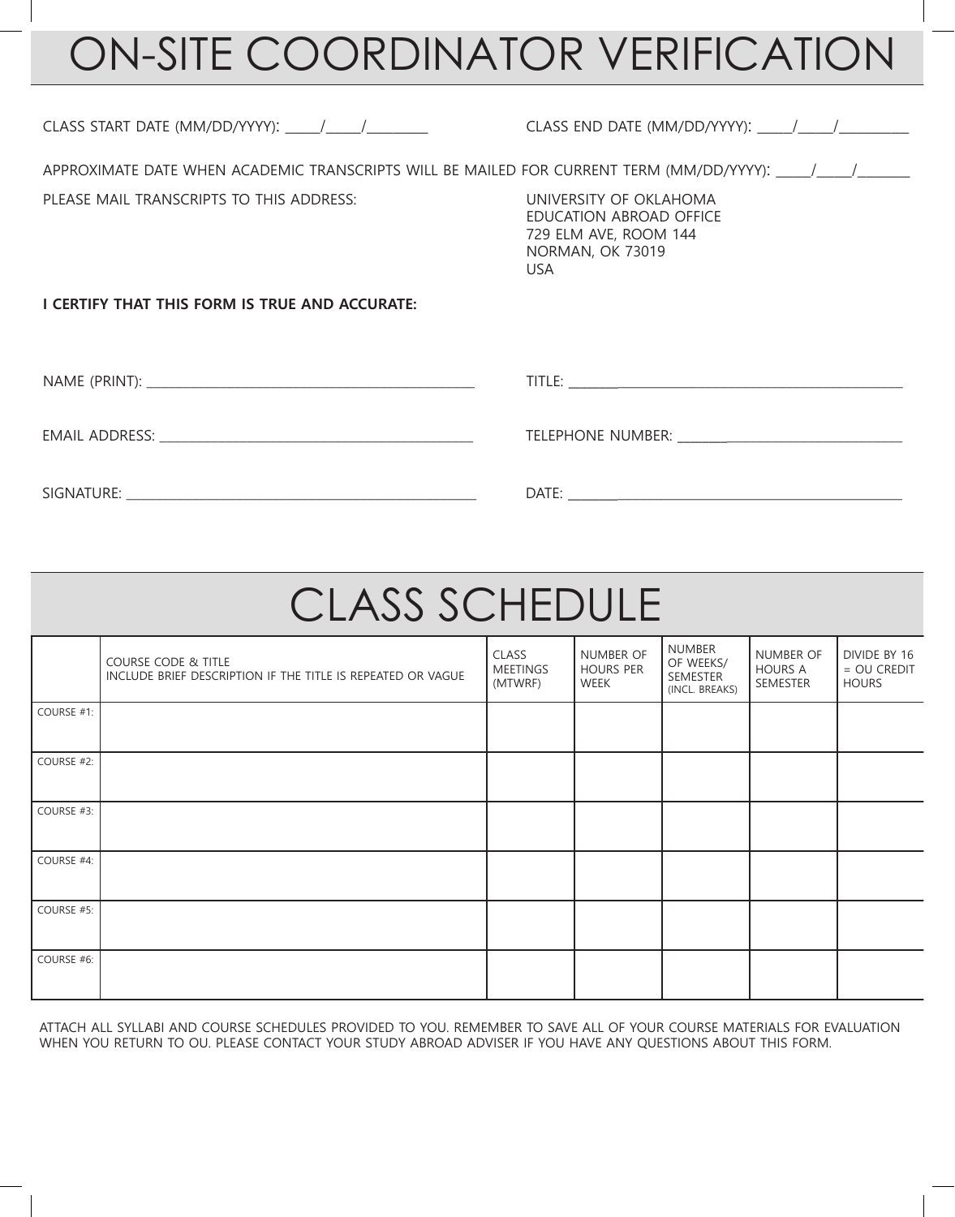# ON-SITE COORDINATOR VERIFICATION

CLASS START DATE (MM/DD/YYYY): _____/_____/_________ CLASS END DATE (MM/DD/YYYY): _____/_____/__________

APPROXIMATE DATE WHEN ACADEMIC TRANSCRIPTS WILL BE MAILED FOR CURRENT TERM (MM/DD/YYYY): _____/_____/_______

PLEASE MAIL TRANSCRIPTS TO THIS ADDRESS:

UNIVERSITY OF OKLAHOMA
EDUCATION ABROAD OFFICE
729 ELM AVE, ROOM 144
NORMAN, OK 73019
USA

**I CERTIFY THAT THIS FORM IS TRUE AND ACCURATE:**

NAME (PRINT): ______________________________________________ TITLE: ___________________________________________

EMAIL ADDRESS: ____________________________________________ TELEPHONE NUMBER: _____________________________

SIGNATURE: ________________________________________________ DATE: ___________________________________________

# CLASS SCHEDULE

| | COURSE CODE & TITLE INCLUDE BRIEF DESCRIPTION IF THE TITLE IS REPEATED OR VAGUE | CLASS MEETINGS (MTWRF) | NUMBER OF HOURS PER WEEK | NUMBER OF WEEKS/ SEMESTER (INCL. BREAKS) | NUMBER OF HOURS A SEMESTER | DIVIDE BY 16 = OU CREDIT HOURS |
|---|---|---|---|---|---|---|
| COURSE #1: | | | | | | |
| COURSE #2: | | | | | | |
| COURSE #3: | | | | | | |
| COURSE #4: | | | | | | |
| COURSE #5: | | | | | | |
| COURSE #6: | | | | | | |

ATTACH ALL SYLLABI AND COURSE SCHEDULES PROVIDED TO YOU. REMEMBER TO SAVE ALL OF YOUR COURSE MATERIALS FOR EVALUATION WHEN YOU RETURN TO OU. PLEASE CONTACT YOUR STUDY ABROAD ADVISER IF YOU HAVE ANY QUESTIONS ABOUT THIS FORM.